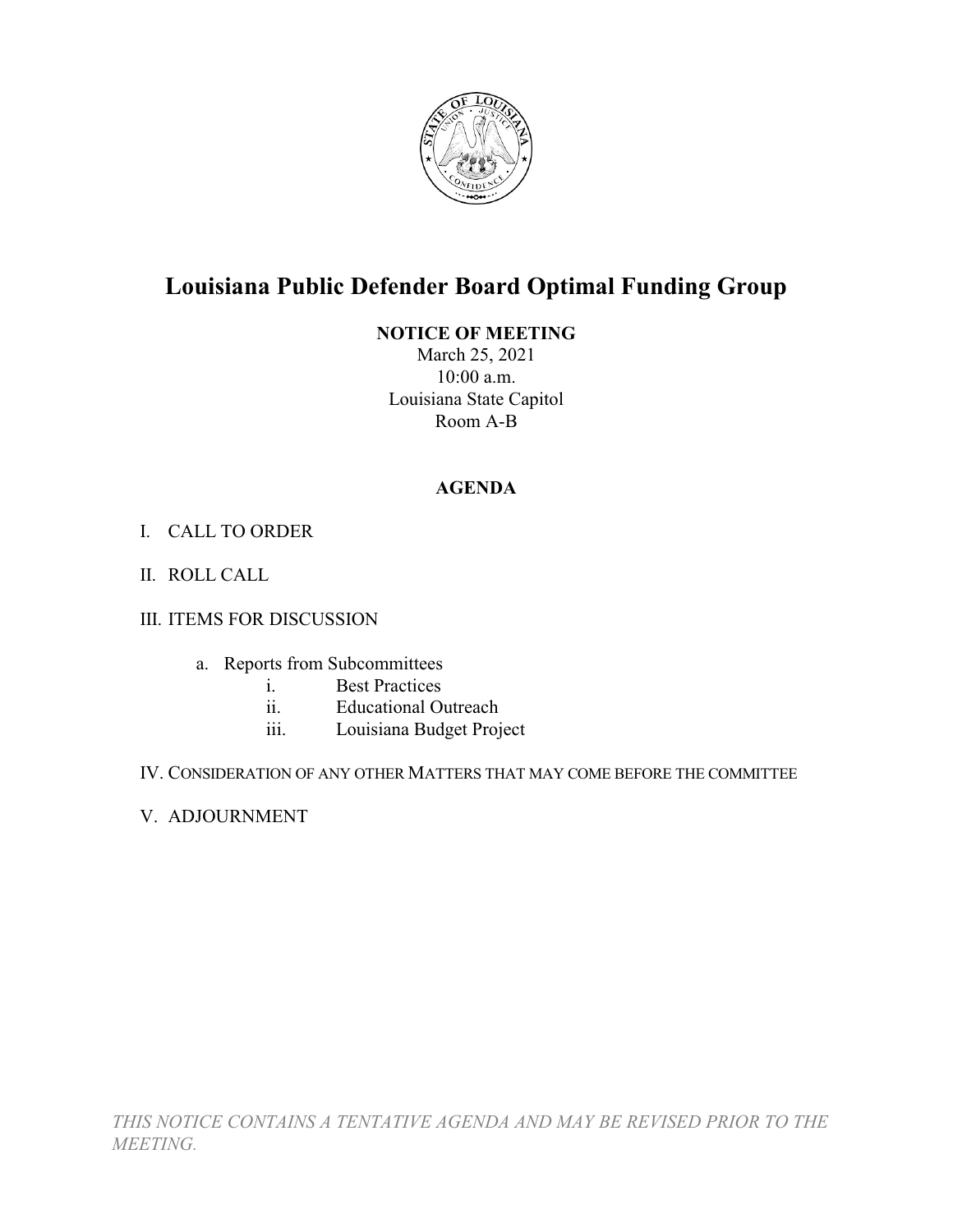# Louisiana Public Defender Board Optimal Funding Group

**NOTICE OF MEETING**

March 25, 2021
10:00 a.m.
Louisiana State Capitol
Room A-B

**AGENDA**

I. CALL TO ORDER

II. ROLL CALL

III. ITEMS FOR DISCUSSION

   a. Reports from Subcommittees
      i. Best Practices
      ii. Educational Outreach
      iii. Louisiana Budget Project

IV. CONSIDERATION OF ANY OTHER MATTERS THAT MAY COME BEFORE THE COMMITTEE

V. ADJOURNMENT

*THIS NOTICE CONTAINS A TENTATIVE AGENDA AND MAY BE REVISED PRIOR TO THE MEETING.*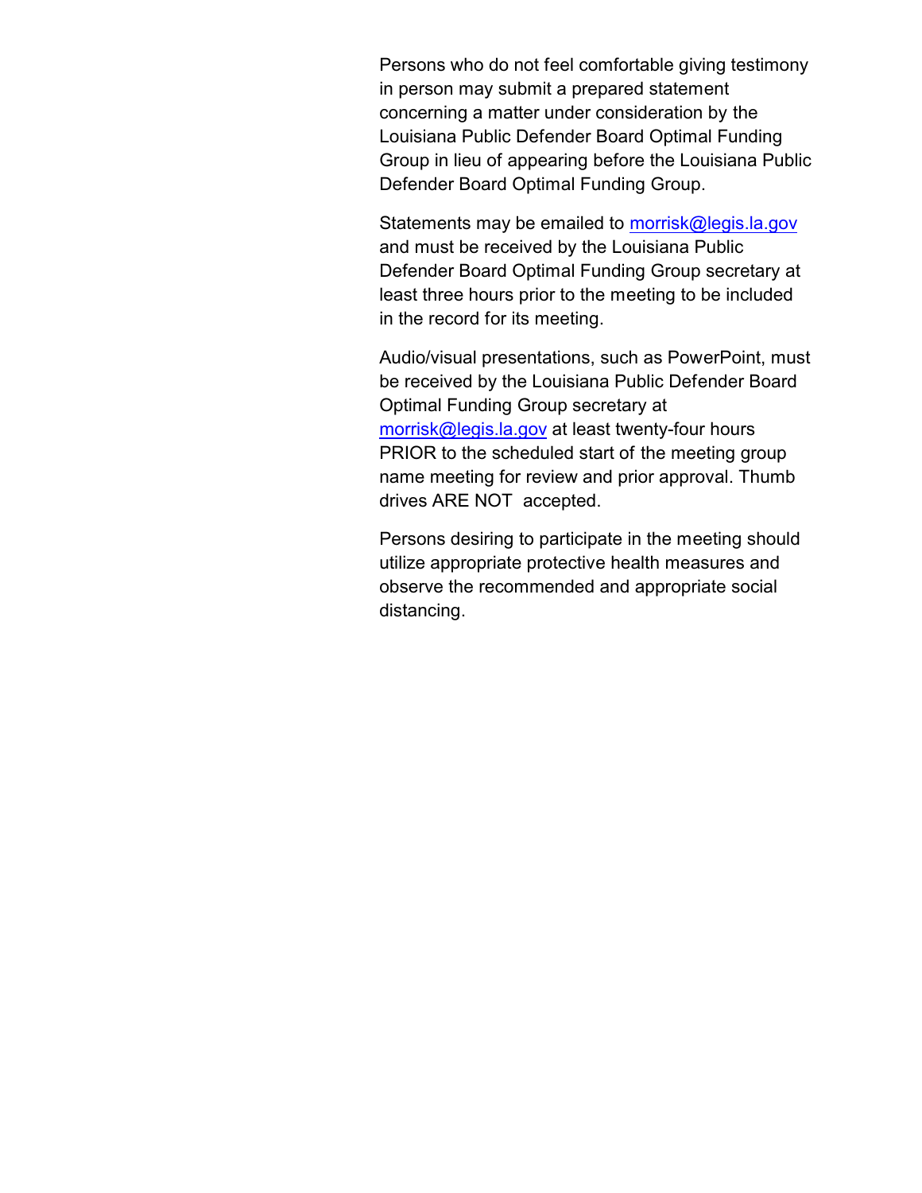Persons who do not feel comfortable giving testimony in person may submit a prepared statement concerning a matter under consideration by the Louisiana Public Defender Board Optimal Funding Group in lieu of appearing before the Louisiana Public Defender Board Optimal Funding Group.

Statements may be emailed to [morrisk@legis.la.gov](mailto:morrisk@legis.la.gov) and must be received by the Louisiana Public Defender Board Optimal Funding Group secretary at least three hours prior to the meeting to be included in the record for its meeting.

Audio/visual presentations, such as PowerPoint, must be received by the Louisiana Public Defender Board Optimal Funding Group secretary at [morrisk@legis.la.gov](mailto:morrisk@legis.la.gov) at least twenty-four hours PRIOR to the scheduled start of the meeting group name meeting for review and prior approval. Thumb drives ARE NOT accepted.

Persons desiring to participate in the meeting should utilize appropriate protective health measures and observe the recommended and appropriate social distancing.